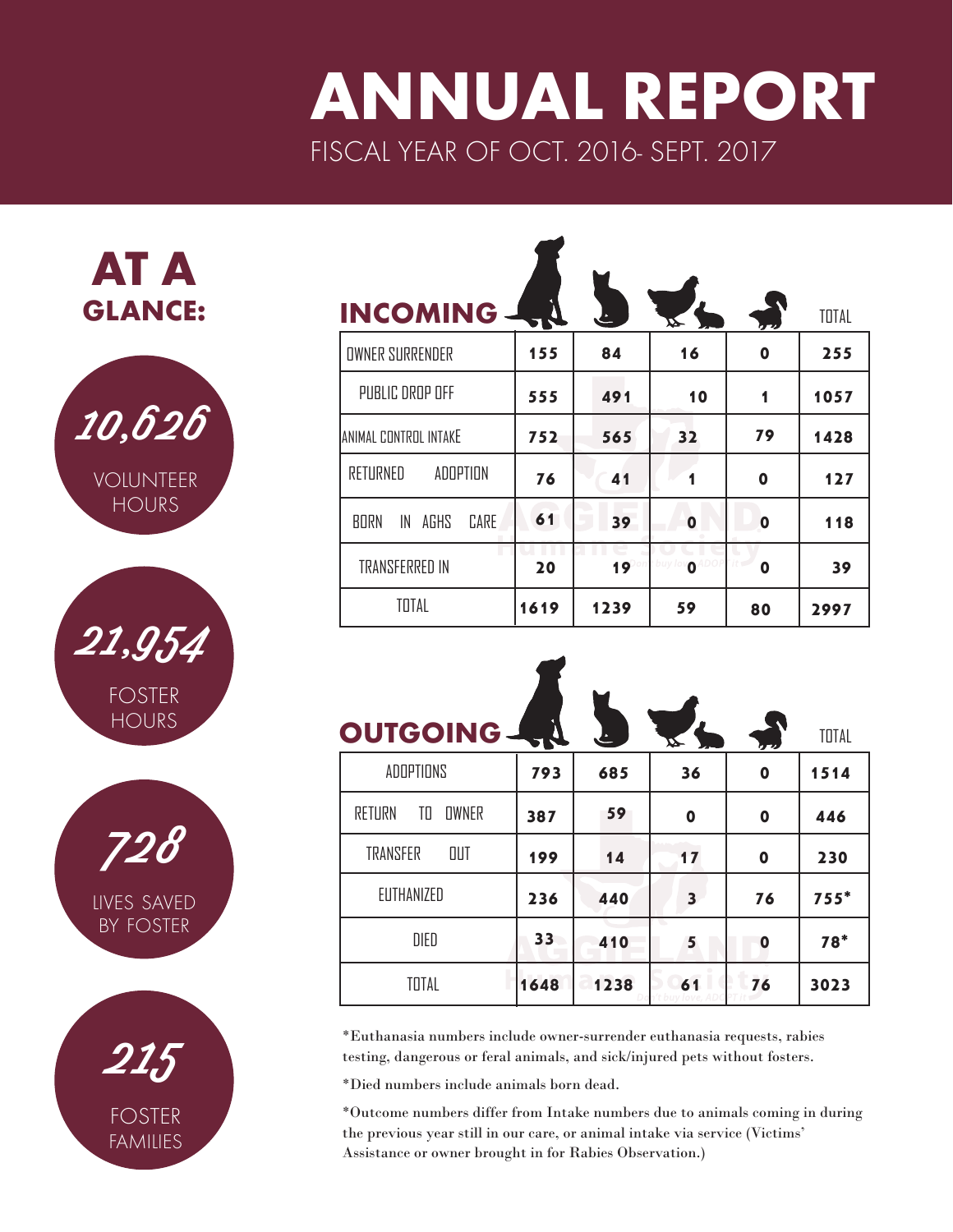# ANNUAL REPORT

FISCAL YEAR OF OCT. 2016- SEPT. 2017

## AT A GLANCE:

**10,626**
VOLUNTEER HOURS

**21,954**
FOSTER HOURS

**728**
LIVES SAVED BY FOSTER

**215**
FOSTER FAMILIES

## INCOMING

| | Dogs | Cats | Poultry/Rabbits | Wildlife | TOTAL |
|---|---|---|---|---|---|
| OWNER SURRENDER | 155 | 84 | 16 | 0 | 255 |
| PUBLIC DROP OFF | 555 | 491 | 10 | 1 | 1057 |
| ANIMAL CONTROL INTAKE | 752 | 565 | 32 | 79 | 1428 |
| RETURNED ADOPTION | 76 | 41 | 1 | 0 | 127 |
| BORN IN AGHS CARE | 61 | 39 | 0 | 0 | 118 |
| TRANSFERRED IN | 20 | 19 | 0 | 0 | 39 |
| TOTAL | 1619 | 1239 | 59 | 80 | 2997 |

## OUTGOING

| | Dogs | Cats | Poultry/Rabbits | Wildlife | TOTAL |
|---|---|---|---|---|---|
| ADOPTIONS | 793 | 685 | 36 | 0 | 1514 |
| RETURN TO OWNER | 387 | 59 | 0 | 0 | 446 |
| TRANSFER OUT | 199 | 14 | 17 | 0 | 230 |
| EUTHANIZED | 236 | 440 | 3 | 76 | 755* |
| DIED | 33 | 410 | 5 | 0 | 78* |
| TOTAL | 1648 | 1238 | 61 | 76 | 3023 |

*Euthanasia numbers include owner-surrender euthanasia requests, rabies testing, dangerous or feral animals, and sick/injured pets without fosters.

*Died numbers include animals born dead.

*Outcome numbers differ from Intake numbers due to animals coming in during the previous year still in our care, or animal intake via service (Victims' Assistance or owner brought in for Rabies Observation.)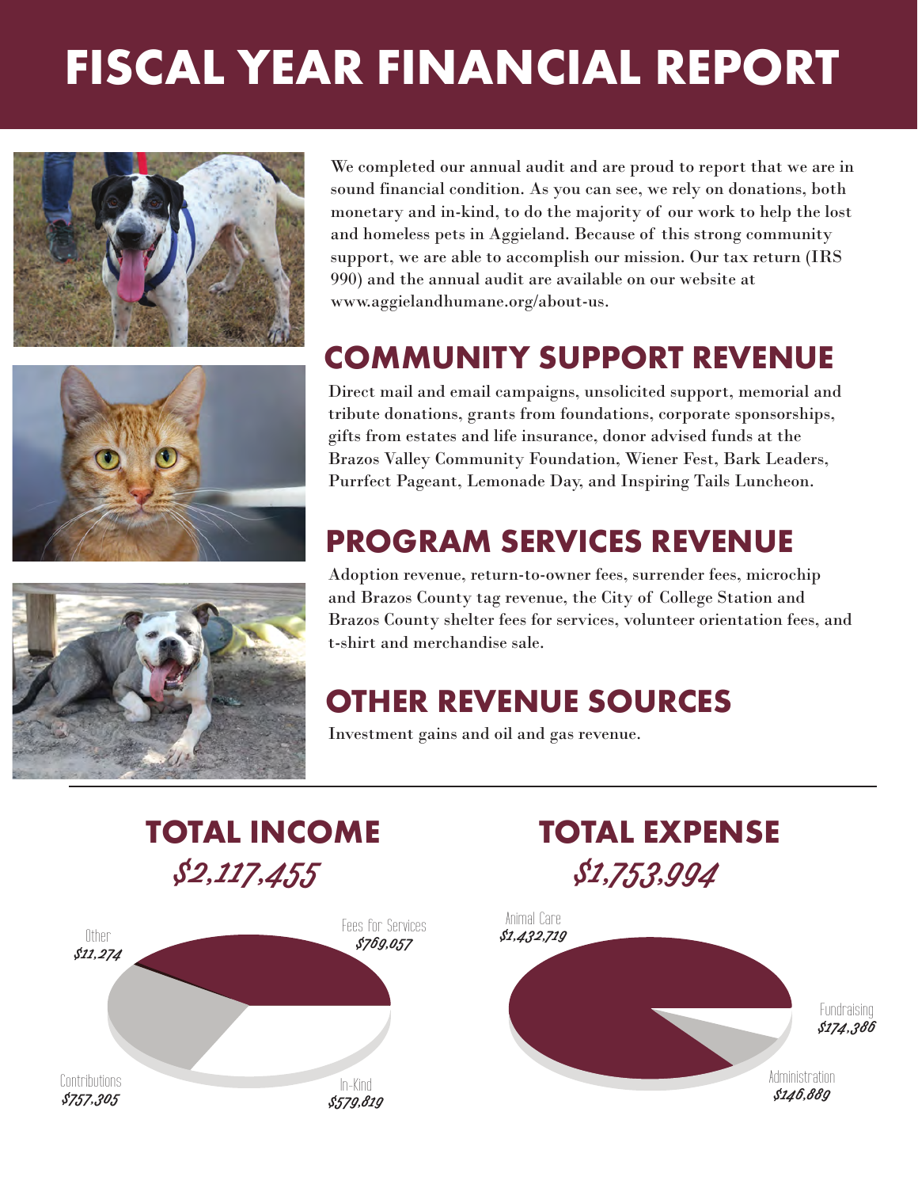# FISCAL YEAR FINANCIAL REPORT

We completed our annual audit and are proud to report that we are in sound financial condition. As you can see, we rely on donations, both monetary and in-kind, to do the majority of our work to help the lost and homeless pets in Aggieland. Because of this strong community support, we are able to accomplish our mission. Our tax return (IRS 990) and the annual audit are available on our website at www.aggielandhumane.org/about-us.

## COMMUNITY SUPPORT REVENUE

Direct mail and email campaigns, unsolicited support, memorial and tribute donations, grants from foundations, corporate sponsorships, gifts from estates and life insurance, donor advised funds at the Brazos Valley Community Foundation, Wiener Fest, Bark Leaders, Purrfect Pageant, Lemonade Day, and Inspiring Tails Luncheon.

## PROGRAM SERVICES REVENUE

Adoption revenue, return-to-owner fees, surrender fees, microchip and Brazos County tag revenue, the City of College Station and Brazos County shelter fees for services, volunteer orientation fees, and t-shirt and merchandise sale.

## OTHER REVENUE SOURCES

Investment gains and oil and gas revenue.

## TOTAL INCOME

*$2,117,455*

- Fees for Services: *$769,057*
- In-Kind: *$579,819*
- Contributions: *$757,305*
- Other: *$11,274*

## TOTAL EXPENSE

*$1,753,994*

- Animal Care: *$1,432,719*
- Fundraising: *$174,386*
- Administration: *$146,889*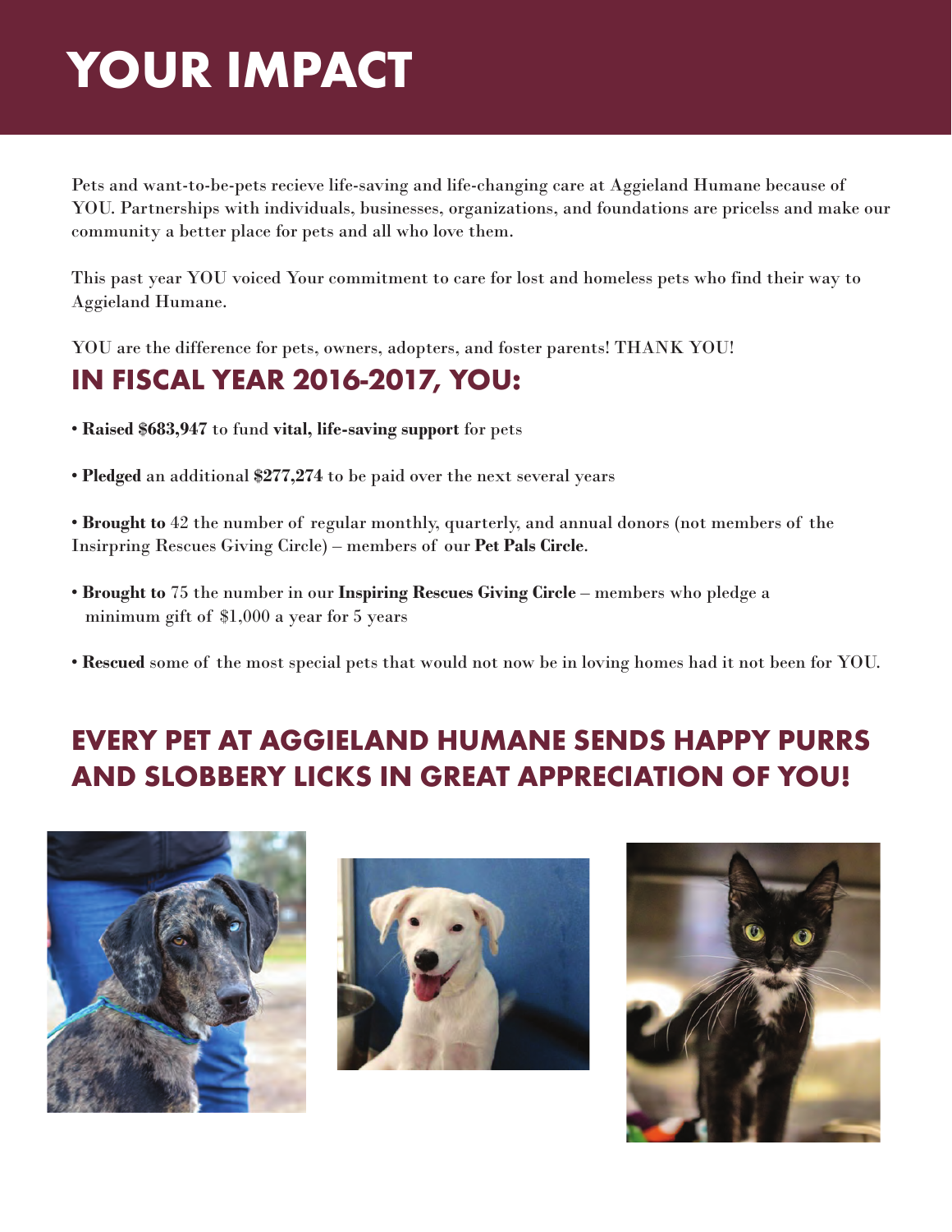# YOUR IMPACT

Pets and want-to-be-pets recieve life-saving and life-changing care at Aggieland Humane because of YOU. Partnerships with individuals, businesses, organizations, and foundations are pricelss and make our community a better place for pets and all who love them.

This past year YOU voiced Your commitment to care for lost and homeless pets who find their way to Aggieland Humane.

YOU are the difference for pets, owners, adopters, and foster parents! THANK YOU!

## IN FISCAL YEAR 2016-2017, YOU:

- **Raised $683,947** to fund **vital, life-saving support** for pets
- **Pledged** an additional **$277,274** to be paid over the next several years
- **Brought to** 42 the number of regular monthly, quarterly, and annual donors (not members of the Insirpring Rescues Giving Circle) – members of our **Pet Pals Circle**.
- **Brought to** 75 the number in our **Inspiring Rescues Giving Circle** – members who pledge a minimum gift of $1,000 a year for 5 years
- **Rescued** some of the most special pets that would not now be in loving homes had it not been for YOU.

## EVERY PET AT AGGIELAND HUMANE SENDS HAPPY PURRS AND SLOBBERY LICKS IN GREAT APPRECIATION OF YOU!